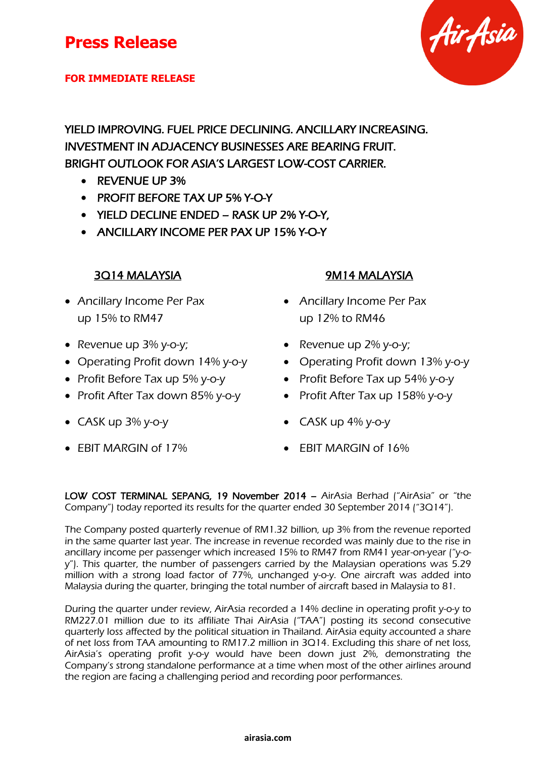# Press Release

**FOR IMMEDIATE RELEASE**

YIELD IMPROVING. FUEL PRICE DECLINING. ANCILLARY INCREASING. INVESTMENT IN ADJACENCY BUSINESSES ARE BEARING FRUIT. BRIGHT OUTLOOK FOR ASIA'S LARGEST LOW-COST CARRIER.

- REVENUE UP 3%
- PROFIT BEFORE TAX UP 5% Y-O-Y
- YIELD DECLINE ENDED – RASK UP 2% Y-O-Y,
- ANCILLARY INCOME PER PAX UP 15% Y-O-Y

### 3Q14 MALAYSIA

- Ancillary Income Per Pax up 15% to RM47
- Revenue up 3% y-o-y;
- Operating Profit down 14% y-o-y
- Profit Before Tax up 5% y-o-y
- Profit After Tax down 85% y-o-y
- CASK up 3% y-o-y
- EBIT MARGIN of 17%

### 9M14 MALAYSIA

- Ancillary Income Per Pax up 12% to RM46
- Revenue up 2% y-o-y;
- Operating Profit down 13% y-o-y
- Profit Before Tax up 54% y-o-y
- Profit After Tax up 158% y-o-y
- CASK up 4% y-o-y
- EBIT MARGIN of 16%

**LOW COST TERMINAL SEPANG, 19 November 2014 –** AirAsia Berhad ("AirAsia" or "the Company") today reported its results for the quarter ended 30 September 2014 ("3Q14").

The Company posted quarterly revenue of RM1.32 billion, up 3% from the revenue reported in the same quarter last year. The increase in revenue recorded was mainly due to the rise in ancillary income per passenger which increased 15% to RM47 from RM41 year-on-year ("y-o-y"). This quarter, the number of passengers carried by the Malaysian operations was 5.29 million with a strong load factor of 77%, unchanged y-o-y. One aircraft was added into Malaysia during the quarter, bringing the total number of aircraft based in Malaysia to 81.

During the quarter under review, AirAsia recorded a 14% decline in operating profit y-o-y to RM227.01 million due to its affiliate Thai AirAsia ("TAA") posting its second consecutive quarterly loss affected by the political situation in Thailand. AirAsia equity accounted a share of net loss from TAA amounting to RM17.2 million in 3Q14. Excluding this share of net loss, AirAsia's operating profit y-o-y would have been down just 2%, demonstrating the Company's strong standalone performance at a time when most of the other airlines around the region are facing a challenging period and recording poor performances.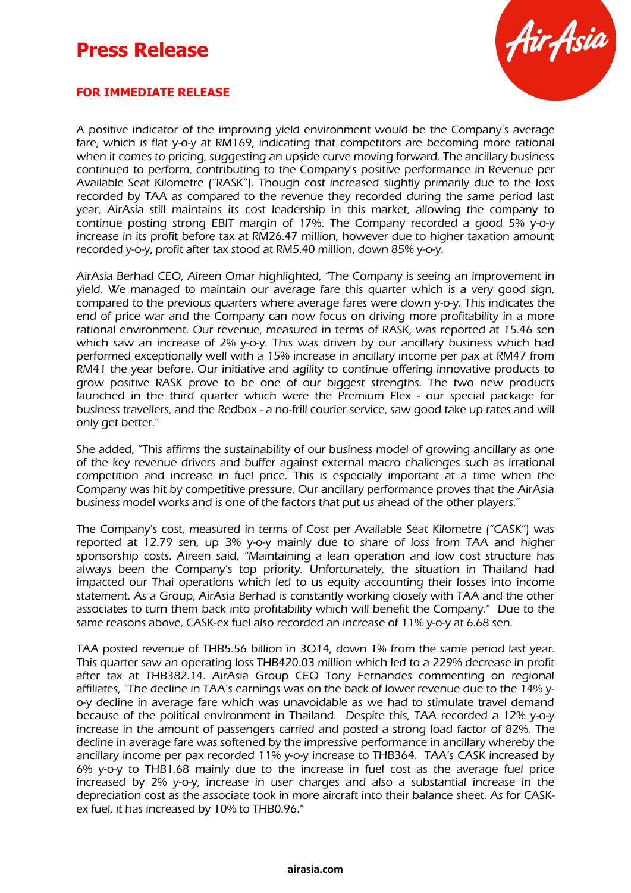# Press Release

**FOR IMMEDIATE RELEASE**

A positive indicator of the improving yield environment would be the Company's average fare, which is flat y-o-y at RM169, indicating that competitors are becoming more rational when it comes to pricing, suggesting an upside curve moving forward. The ancillary business continued to perform, contributing to the Company's positive performance in Revenue per Available Seat Kilometre ("RASK"). Though cost increased slightly primarily due to the loss recorded by TAA as compared to the revenue they recorded during the same period last year, AirAsia still maintains its cost leadership in this market, allowing the company to continue posting strong EBIT margin of 17%. The Company recorded a good 5% y-o-y increase in its profit before tax at RM26.47 million, however due to higher taxation amount recorded y-o-y, profit after tax stood at RM5.40 million, down 85% y-o-y.

AirAsia Berhad CEO, Aireen Omar highlighted, "The Company is seeing an improvement in yield. We managed to maintain our average fare this quarter which is a very good sign, compared to the previous quarters where average fares were down y-o-y. This indicates the end of price war and the Company can now focus on driving more profitability in a more rational environment. Our revenue, measured in terms of RASK, was reported at 15.46 sen which saw an increase of 2% y-o-y. This was driven by our ancillary business which had performed exceptionally well with a 15% increase in ancillary income per pax at RM47 from RM41 the year before. Our initiative and agility to continue offering innovative products to grow positive RASK prove to be one of our biggest strengths. The two new products launched in the third quarter which were the Premium Flex - our special package for business travellers, and the Redbox - a no-frill courier service, saw good take up rates and will only get better."

She added, "This affirms the sustainability of our business model of growing ancillary as one of the key revenue drivers and buffer against external macro challenges such as irrational competition and increase in fuel price. This is especially important at a time when the Company was hit by competitive pressure. Our ancillary performance proves that the AirAsia business model works and is one of the factors that put us ahead of the other players."

The Company's cost, measured in terms of Cost per Available Seat Kilometre ("CASK") was reported at 12.79 sen, up 3% y-o-y mainly due to share of loss from TAA and higher sponsorship costs. Aireen said, "Maintaining a lean operation and low cost structure has always been the Company's top priority. Unfortunately, the situation in Thailand had impacted our Thai operations which led to us equity accounting their losses into income statement. As a Group, AirAsia Berhad is constantly working closely with TAA and the other associates to turn them back into profitability which will benefit the Company." Due to the same reasons above, CASK-ex fuel also recorded an increase of 11% y-o-y at 6.68 sen.

TAA posted revenue of THB5.56 billion in 3Q14, down 1% from the same period last year. This quarter saw an operating loss THB420.03 million which led to a 229% decrease in profit after tax at THB382.14. AirAsia Group CEO Tony Fernandes commenting on regional affiliates, "The decline in TAA's earnings was on the back of lower revenue due to the 14% y-o-y decline in average fare which was unavoidable as we had to stimulate travel demand because of the political environment in Thailand. Despite this, TAA recorded a 12% y-o-y increase in the amount of passengers carried and posted a strong load factor of 82%. The decline in average fare was softened by the impressive performance in ancillary whereby the ancillary income per pax recorded 11% y-o-y increase to THB364. TAA's CASK increased by 6% y-o-y to THB1.68 mainly due to the increase in fuel cost as the average fuel price increased by 2% y-o-y, increase in user charges and also a substantial increase in the depreciation cost as the associate took in more aircraft into their balance sheet. As for CASK-ex fuel, it has increased by 10% to THB0.96."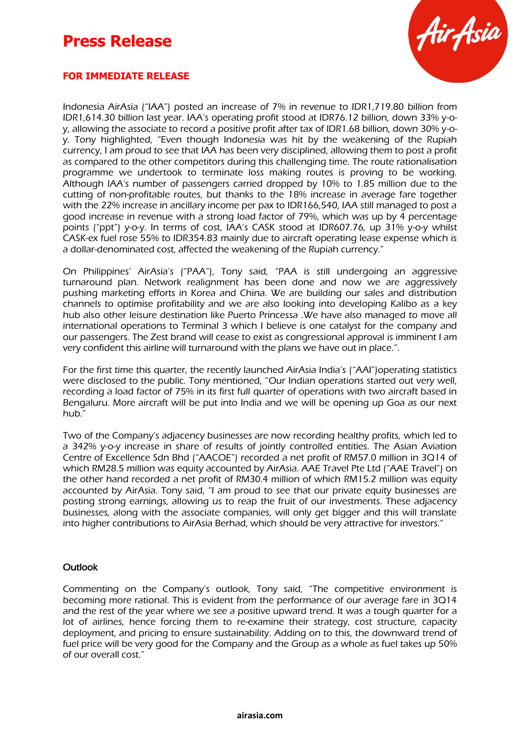# Press Release

**FOR IMMEDIATE RELEASE**

Indonesia AirAsia ("IAA") posted an increase of 7% in revenue to IDR1,719.80 billion from IDR1,614.30 billion last year. IAA's operating profit stood at IDR76.12 billion, down 33% y-o-y, allowing the associate to record a positive profit after tax of IDR1.68 billion, down 30% y-o-y. Tony highlighted, "Even though Indonesia was hit by the weakening of the Rupiah currency, I am proud to see that IAA has been very disciplined, allowing them to post a profit as compared to the other competitors during this challenging time. The route rationalisation programme we undertook to terminate loss making routes is proving to be working. Although IAA's number of passengers carried dropped by 10% to 1.85 million due to the cutting of non-profitable routes, but thanks to the 18% increase in average fare together with the 22% increase in ancillary income per pax to IDR166,540, IAA still managed to post a good increase in revenue with a strong load factor of 79%, which was up by 4 percentage points ("ppt") y-o-y. In terms of cost, IAA's CASK stood at IDR607.76, up 31% y-o-y whilst CASK-ex fuel rose 55% to IDR354.83 mainly due to aircraft operating lease expense which is a dollar-denominated cost, affected the weakening of the Rupiah currency."

On Philippines' AirAsia's ("PAA"), Tony said, "PAA is still undergoing an aggressive turnaround plan. Network realignment has been done and now we are aggressively pushing marketing efforts in Korea and China. We are building our sales and distribution channels to optimise profitability and we are also looking into developing Kalibo as a key hub also other leisure destination like Puerto Princessa .We have also managed to move all international operations to Terminal 3 which I believe is one catalyst for the company and our passengers. The Zest brand will cease to exist as congressional approval is imminent I am very confident this airline will turnaround with the plans we have out in place.".

For the first time this quarter, the recently launched AirAsia India's ("AAI")operating statistics were disclosed to the public. Tony mentioned, "Our Indian operations started out very well, recording a load factor of 75% in its first full quarter of operations with two aircraft based in Bengaluru. More aircraft will be put into India and we will be opening up Goa as our next hub."

Two of the Company's adjacency businesses are now recording healthy profits, which led to a 342% y-o-y increase in share of results of jointly controlled entities. The Asian Aviation Centre of Excellence Sdn Bhd ("AACOE") recorded a net profit of RM57.0 million in 3Q14 of which RM28.5 million was equity accounted by AirAsia. AAE Travel Pte Ltd ("AAE Travel") on the other hand recorded a net profit of RM30.4 million of which RM15.2 million was equity accounted by AirAsia. Tony said, "I am proud to see that our private equity businesses are posting strong earnings, allowing us to reap the fruit of our investments. These adjacency businesses, along with the associate companies, will only get bigger and this will translate into higher contributions to AirAsia Berhad, which should be very attractive for investors."

## Outlook

Commenting on the Company's outlook, Tony said, "The competitive environment is becoming more rational. This is evident from the performance of our average fare in 3Q14 and the rest of the year where we see a positive upward trend. It was a tough quarter for a lot of airlines, hence forcing them to re-examine their strategy, cost structure, capacity deployment, and pricing to ensure sustainability. Adding on to this, the downward trend of fuel price will be very good for the Company and the Group as a whole as fuel takes up 50% of our overall cost."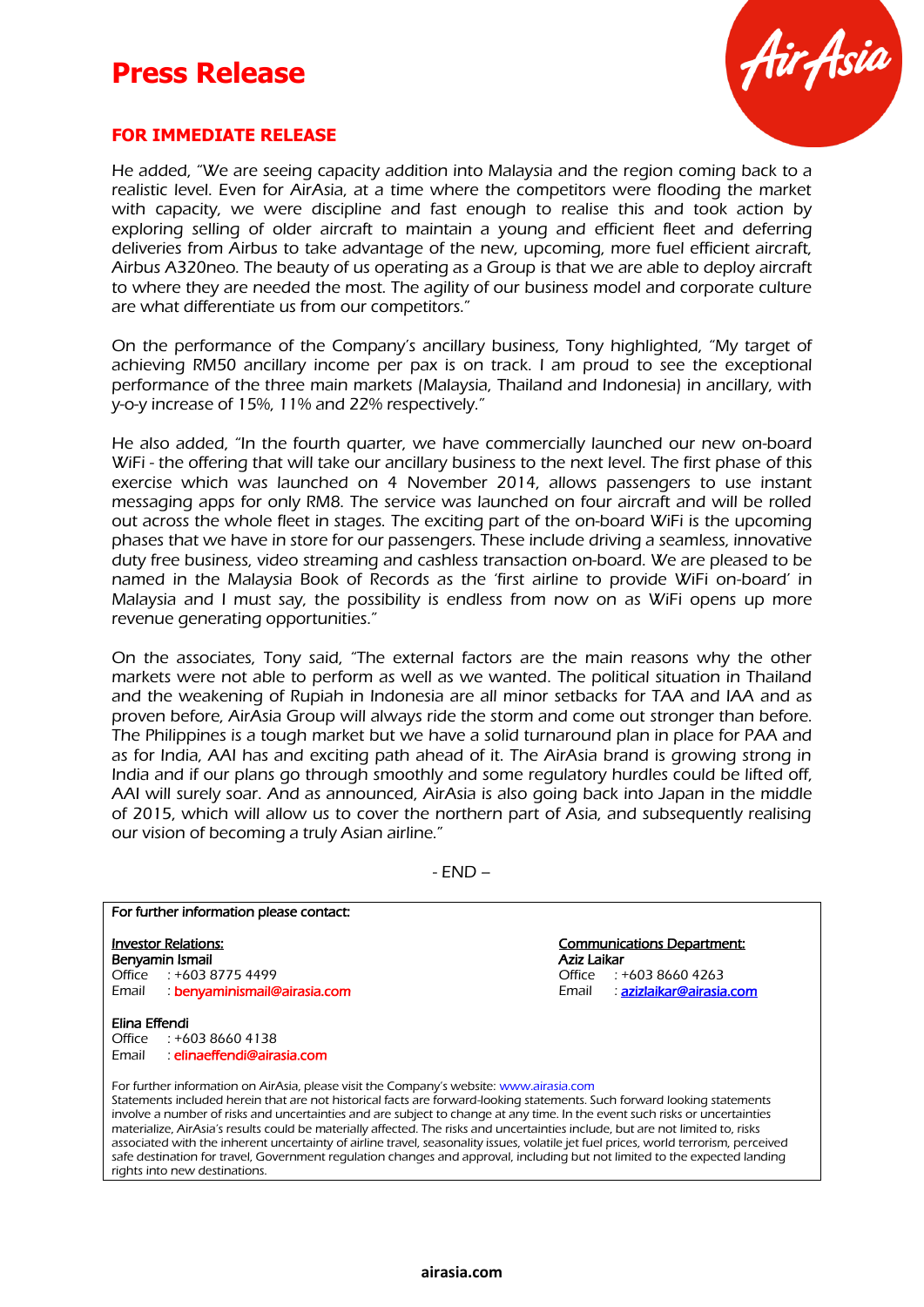# Press Release

**FOR IMMEDIATE RELEASE**

He added, "We are seeing capacity addition into Malaysia and the region coming back to a realistic level. Even for AirAsia, at a time where the competitors were flooding the market with capacity, we were discipline and fast enough to realise this and took action by exploring selling of older aircraft to maintain a young and efficient fleet and deferring deliveries from Airbus to take advantage of the new, upcoming, more fuel efficient aircraft, Airbus A320neo. The beauty of us operating as a Group is that we are able to deploy aircraft to where they are needed the most. The agility of our business model and corporate culture are what differentiate us from our competitors."

On the performance of the Company's ancillary business, Tony highlighted, "My target of achieving RM50 ancillary income per pax is on track. I am proud to see the exceptional performance of the three main markets (Malaysia, Thailand and Indonesia) in ancillary, with y-o-y increase of 15%, 11% and 22% respectively."

He also added, "In the fourth quarter, we have commercially launched our new on-board WiFi - the offering that will take our ancillary business to the next level. The first phase of this exercise which was launched on 4 November 2014, allows passengers to use instant messaging apps for only RM8. The service was launched on four aircraft and will be rolled out across the whole fleet in stages. The exciting part of the on-board WiFi is the upcoming phases that we have in store for our passengers. These include driving a seamless, innovative duty free business, video streaming and cashless transaction on-board. We are pleased to be named in the Malaysia Book of Records as the 'first airline to provide WiFi on-board' in Malaysia and I must say, the possibility is endless from now on as WiFi opens up more revenue generating opportunities."

On the associates, Tony said, "The external factors are the main reasons why the other markets were not able to perform as well as we wanted. The political situation in Thailand and the weakening of Rupiah in Indonesia are all minor setbacks for TAA and IAA and as proven before, AirAsia Group will always ride the storm and come out stronger than before. The Philippines is a tough market but we have a solid turnaround plan in place for PAA and as for India, AAI has and exciting path ahead of it. The AirAsia brand is growing strong in India and if our plans go through smoothly and some regulatory hurdles could be lifted off, AAI will surely soar. And as announced, AirAsia is also going back into Japan in the middle of 2015, which will allow us to cover the northern part of Asia, and subsequently realising our vision of becoming a truly Asian airline."

- END –

For further information please contact:

Investor Relations:
**Benyamin Ismail**
Office : +603 8775 4499
Email : benyaminismail@airasia.com

**Elina Effendi**
Office : +603 8660 4138
Email : elinaeffendi@airasia.com

Communications Department:
**Aziz Laikar**
Office : +603 8660 4263
Email : azizlaikar@airasia.com

For further information on AirAsia, please visit the Company's website: www.airasia.com
Statements included herein that are not historical facts are forward-looking statements. Such forward looking statements involve a number of risks and uncertainties and are subject to change at any time. In the event such risks or uncertainties materialize, AirAsia's results could be materially affected. The risks and uncertainties include, but are not limited to, risks associated with the inherent uncertainty of airline travel, seasonality issues, volatile jet fuel prices, world terrorism, perceived safe destination for travel, Government regulation changes and approval, including but not limited to the expected landing rights into new destinations.